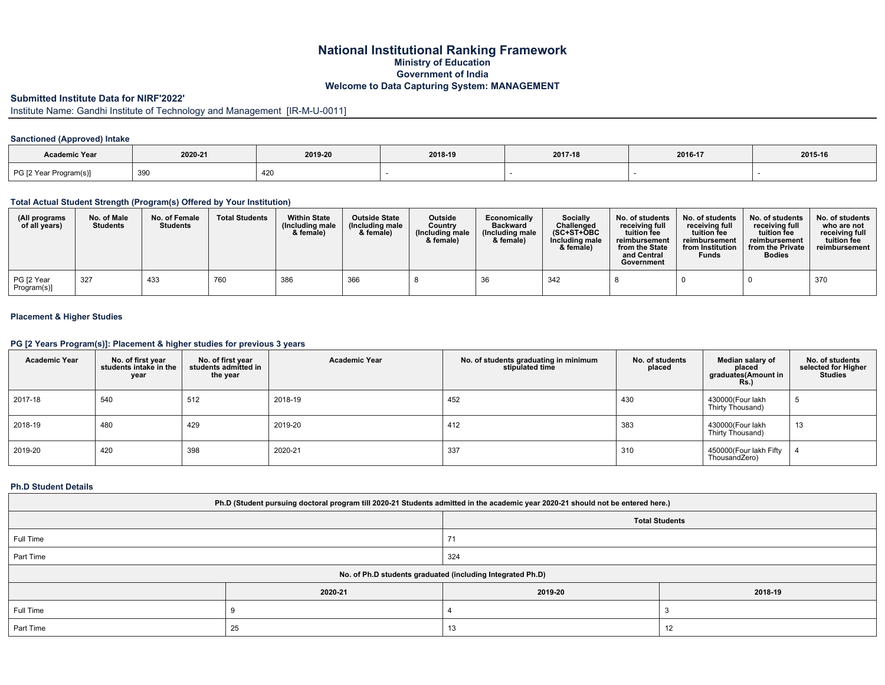# National Institutional Ranking Framework
## Ministry of Education
## Government of India
## Welcome to Data Capturing System: MANAGEMENT

### Submitted Institute Data for NIRF'2022'

Institute Name: Gandhi Institute of Technology and Management [IR-M-U-0011]

#### Sanctioned (Approved) Intake

| Academic Year | 2020-21 | 2019-20 | 2018-19 | 2017-18 | 2016-17 | 2015-16 |
|---|---|---|---|---|---|---|
| PG [2 Year Program(s)] | 390 | 420 | - | - | - | - |

#### Total Actual Student Strength (Program(s) Offered by Your Institution)

| (All programs of all years) | No. of Male Students | No. of Female Students | Total Students | Within State (Including male & female) | Outside State (Including male & female) | Outside Country (Including male & female) | Economically Backward (Including male & female) | Socially Challenged (SC+ST+OBC Including male & female) | No. of students receiving full tuition fee reimbursement from the State and Central Government | No. of students receiving full tuition fee reimbursement from Institution Funds | No. of students receiving full tuition fee reimbursement from the Private Bodies | No. of students who are not receiving full tuition fee reimbursement |
|---|---|---|---|---|---|---|---|---|---|---|---|---|
| PG [2 Year Program(s)] | 327 | 433 | 760 | 386 | 366 | 8 | 36 | 342 | 8 | 0 | 0 | 370 |

#### Placement & Higher Studies

#### PG [2 Years Program(s)]: Placement & higher studies for previous 3 years

| Academic Year | No. of first year students intake in the year | No. of first year students admitted in the year | Academic Year | No. of students graduating in minimum stipulated time | No. of students placed | Median salary of placed graduates(Amount in Rs.) | No. of students selected for Higher Studies |
|---|---|---|---|---|---|---|---|
| 2017-18 | 540 | 512 | 2018-19 | 452 | 430 | 430000(Four lakh Thirty Thousand) | 5 |
| 2018-19 | 480 | 429 | 2019-20 | 412 | 383 | 430000(Four lakh Thirty Thousand) | 13 |
| 2019-20 | 420 | 398 | 2020-21 | 337 | 310 | 450000(Four lakh Fifty ThousandZero) | 4 |

#### Ph.D Student Details

| Ph.D (Student pursuing doctoral program till 2020-21 Students admitted in the academic year 2020-21 should not be entered here.) | |
|---|---|
| | Total Students |
| Full Time | 71 |
| Part Time | 324 |

| No. of Ph.D students graduated (including Integrated Ph.D) | | | |
|---|---|---|---|
| | 2020-21 | 2019-20 | 2018-19 |
| Full Time | 9 | 4 | 3 |
| Part Time | 25 | 13 | 12 |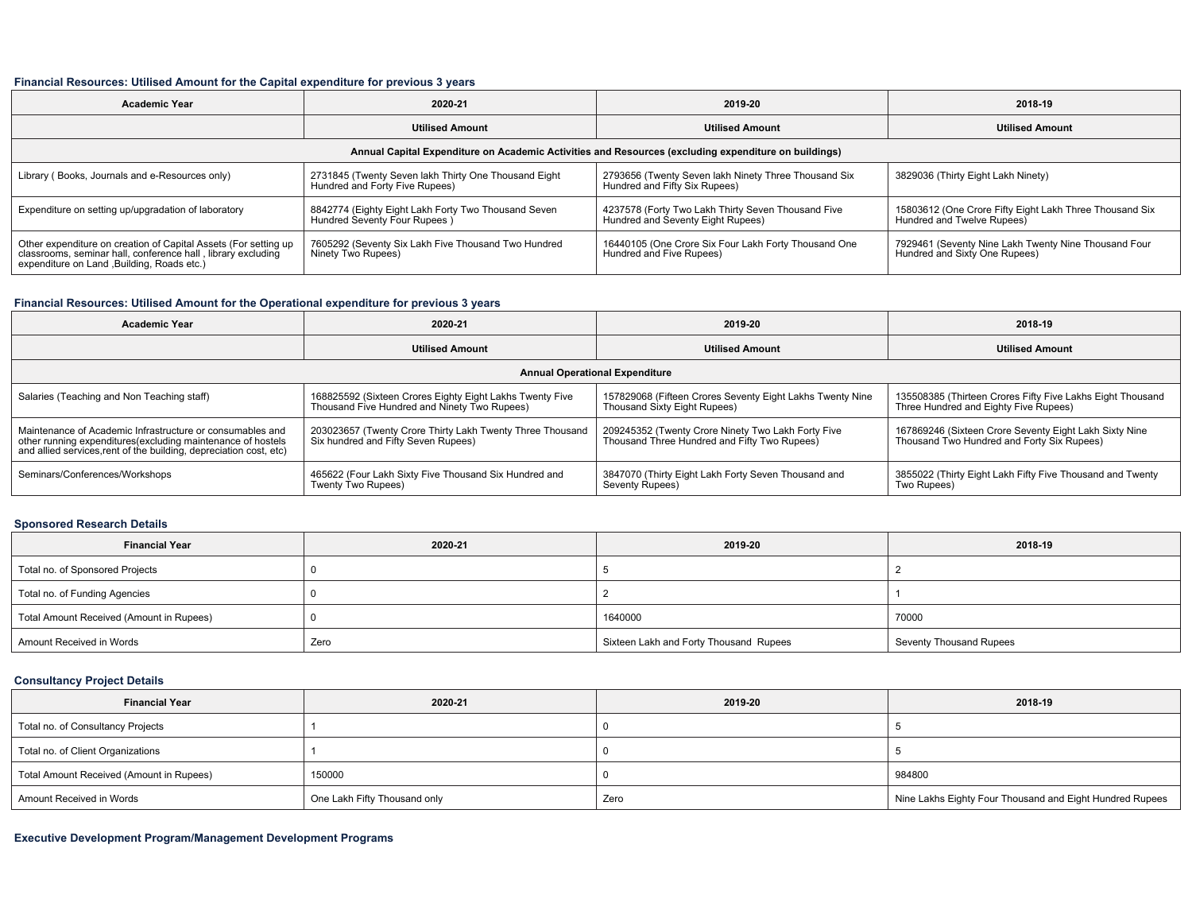### Financial Resources: Utilised Amount for the Capital expenditure for previous 3 years

| Academic Year | 2020-21 | 2019-20 | 2018-19 |
|---|---|---|---|
| | Utilised Amount | Utilised Amount | Utilised Amount |
| Annual Capital Expenditure on Academic Activities and Resources (excluding expenditure on buildings) | | | |
| Library ( Books, Journals and e-Resources only) | 2731845 (Twenty Seven lakh Thirty One Thousand Eight Hundred and Forty Five Rupees) | 2793656 (Twenty Seven lakh Ninety Three Thousand Six Hundred and Fifty Six Rupees) | 3829036 (Thirty Eight Lakh Ninety) |
| Expenditure on setting up/upgradation of laboratory | 8842774 (Eighty Eight Lakh Forty Two Thousand Seven Hundred Seventy Four Rupees ) | 4237578 (Forty Two Lakh Thirty Seven Thousand Five Hundred and Seventy Eight Rupees) | 15803612 (One Crore Fifty Eight Lakh Three Thousand Six Hundred and Twelve Rupees) |
| Other expenditure on creation of Capital Assets (For setting up classrooms, seminar hall, conference hall , library excluding expenditure on Land ,Building, Roads etc.) | 7605292 (Seventy Six Lakh Five Thousand Two Hundred Ninety Two Rupees) | 16440105 (One Crore Six Four Lakh Forty Thousand One Hundred and Five Rupees) | 7929461 (Seventy Nine Lakh Twenty Nine Thousand Four Hundred and Sixty One Rupees) |

### Financial Resources: Utilised Amount for the Operational expenditure for previous 3 years

| Academic Year | 2020-21 | 2019-20 | 2018-19 |
|---|---|---|---|
| | Utilised Amount | Utilised Amount | Utilised Amount |
| Annual Operational Expenditure | | | |
| Salaries (Teaching and Non Teaching staff) | 168825592 (Sixteen Crores Eighty Eight Lakhs Twenty Five Thousand Five Hundred and Ninety Two Rupees) | 157829068 (Fifteen Crores Seventy Eight Lakhs Twenty Nine Thousand Sixty Eight Rupees) | 135508385 (Thirteen Crores Fifty Five Lakhs Eight Thousand Three Hundred and Eighty Five Rupees) |
| Maintenance of Academic Infrastructure or consumables and other running expenditures(excluding maintenance of hostels and allied services,rent of the building, depreciation cost, etc) | 203023657 (Twenty Crore Thirty Lakh Twenty Three Thousand Six hundred and Fifty Seven Rupees) | 209245352 (Twenty Crore Ninety Two Lakh Forty Five Thousand Three Hundred and Fifty Two Rupees) | 167869246 (Sixteen Crore Seventy Eight Lakh Sixty Nine Thousand Two Hundred and Forty Six Rupees) |
| Seminars/Conferences/Workshops | 465622 (Four Lakh Sixty Five Thousand Six Hundred and Twenty Two Rupees) | 3847070 (Thirty Eight Lakh Forty Seven Thousand and Seventy Rupees) | 3855022 (Thirty Eight Lakh Fifty Five Thousand and Twenty Two Rupees) |

### Sponsored Research Details

| Financial Year | 2020-21 | 2019-20 | 2018-19 |
|---|---|---|---|
| Total no. of Sponsored Projects | 0 | 5 | 2 |
| Total no. of Funding Agencies | 0 | 2 | 1 |
| Total Amount Received (Amount in Rupees) | 0 | 1640000 | 70000 |
| Amount Received in Words | Zero | Sixteen Lakh and Forty Thousand Rupees | Seventy Thousand Rupees |

### Consultancy Project Details

| Financial Year | 2020-21 | 2019-20 | 2018-19 |
|---|---|---|---|
| Total no. of Consultancy Projects | 1 | 0 | 5 |
| Total no. of Client Organizations | 1 | 0 | 5 |
| Total Amount Received (Amount in Rupees) | 150000 | 0 | 984800 |
| Amount Received in Words | One Lakh Fifty Thousand only | Zero | Nine Lakhs Eighty Four Thousand and Eight Hundred Rupees |

### Executive Development Program/Management Development Programs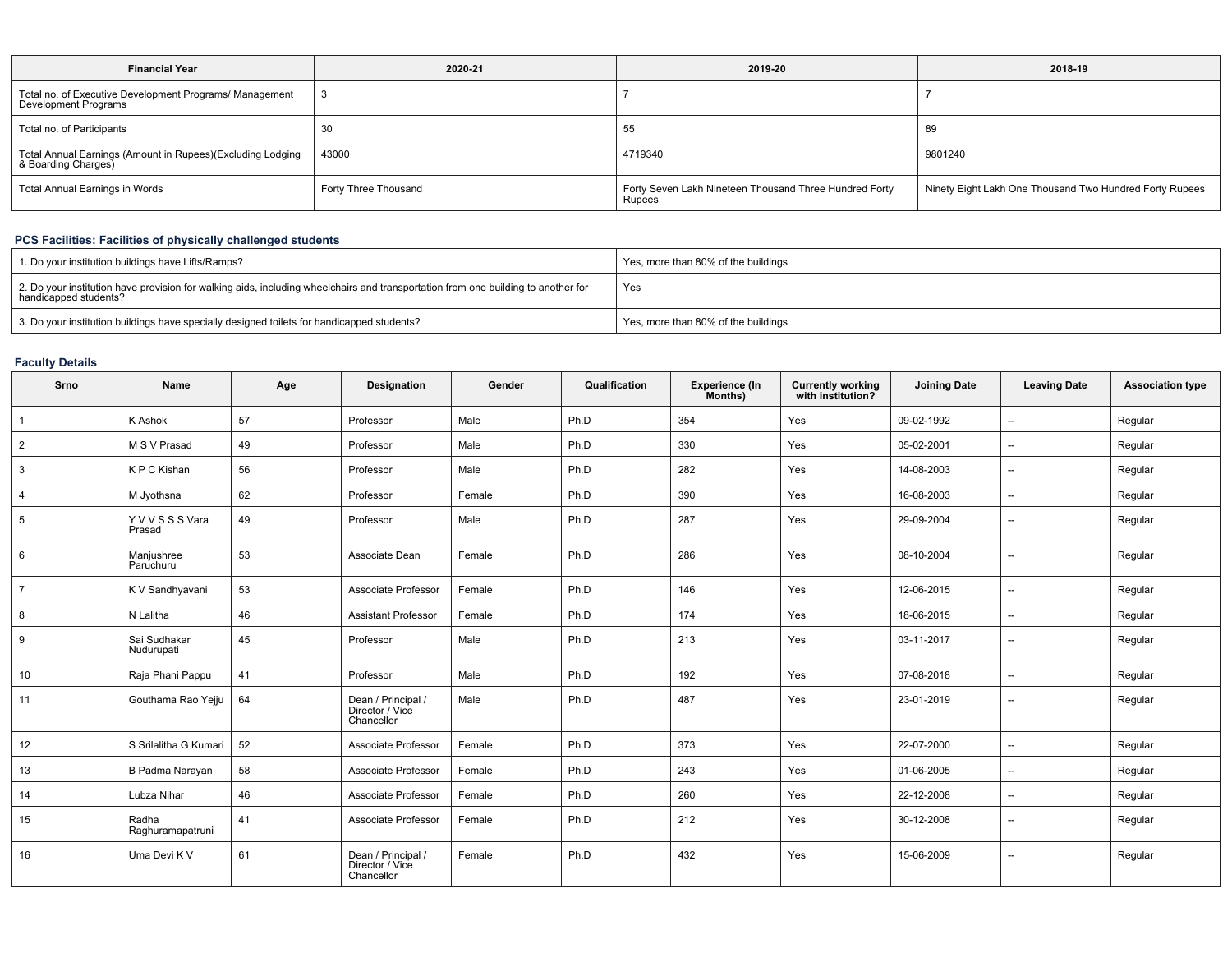| Financial Year | 2020-21 | 2019-20 | 2018-19 |
|---|---|---|---|
| Total no. of Executive Development Programs/ Management Development Programs | 3 | 7 | 7 |
| Total no. of Participants | 30 | 55 | 89 |
| Total Annual Earnings (Amount in Rupees)(Excluding Lodging & Boarding Charges) | 43000 | 4719340 | 9801240 |
| Total Annual Earnings in Words | Forty Three Thousand | Forty Seven Lakh Nineteen Thousand Three Hundred Forty Rupees | Ninety Eight Lakh One Thousand Two Hundred Forty Rupees |

### PCS Facilities: Facilities of physically challenged students

| | |
|---|---|
| 1. Do your institution buildings have Lifts/Ramps? | Yes, more than 80% of the buildings |
| 2. Do your institution have provision for walking aids, including wheelchairs and transportation from one building to another for handicapped students? | Yes |
| 3. Do your institution buildings have specially designed toilets for handicapped students? | Yes, more than 80% of the buildings |

### Faculty Details

| Srno | Name | Age | Designation | Gender | Qualification | Experience (In Months) | Currently working with institution? | Joining Date | Leaving Date | Association type |
|---|---|---|---|---|---|---|---|---|---|---|
| 1 | K Ashok | 57 | Professor | Male | Ph.D | 354 | Yes | 09-02-1992 | -- | Regular |
| 2 | M S V Prasad | 49 | Professor | Male | Ph.D | 330 | Yes | 05-02-2001 | -- | Regular |
| 3 | K P C Kishan | 56 | Professor | Male | Ph.D | 282 | Yes | 14-08-2003 | -- | Regular |
| 4 | M Jyothsna | 62 | Professor | Female | Ph.D | 390 | Yes | 16-08-2003 | -- | Regular |
| 5 | Y V V S S S Vara Prasad | 49 | Professor | Male | Ph.D | 287 | Yes | 29-09-2004 | -- | Regular |
| 6 | Manjushree Paruchuru | 53 | Associate Dean | Female | Ph.D | 286 | Yes | 08-10-2004 | -- | Regular |
| 7 | K V Sandhyavani | 53 | Associate Professor | Female | Ph.D | 146 | Yes | 12-06-2015 | -- | Regular |
| 8 | N Lalitha | 46 | Assistant Professor | Female | Ph.D | 174 | Yes | 18-06-2015 | -- | Regular |
| 9 | Sai Sudhakar Nudurupati | 45 | Professor | Male | Ph.D | 213 | Yes | 03-11-2017 | -- | Regular |
| 10 | Raja Phani Pappu | 41 | Professor | Male | Ph.D | 192 | Yes | 07-08-2018 | -- | Regular |
| 11 | Gouthama Rao Yejju | 64 | Dean / Principal / Director / Vice Chancellor | Male | Ph.D | 487 | Yes | 23-01-2019 | -- | Regular |
| 12 | S Srilalitha G Kumari | 52 | Associate Professor | Female | Ph.D | 373 | Yes | 22-07-2000 | -- | Regular |
| 13 | B Padma Narayan | 58 | Associate Professor | Female | Ph.D | 243 | Yes | 01-06-2005 | -- | Regular |
| 14 | Lubza Nihar | 46 | Associate Professor | Female | Ph.D | 260 | Yes | 22-12-2008 | -- | Regular |
| 15 | Radha Raghuramapatruni | 41 | Associate Professor | Female | Ph.D | 212 | Yes | 30-12-2008 | -- | Regular |
| 16 | Uma Devi K V | 61 | Dean / Principal / Director / Vice Chancellor | Female | Ph.D | 432 | Yes | 15-06-2009 | -- | Regular |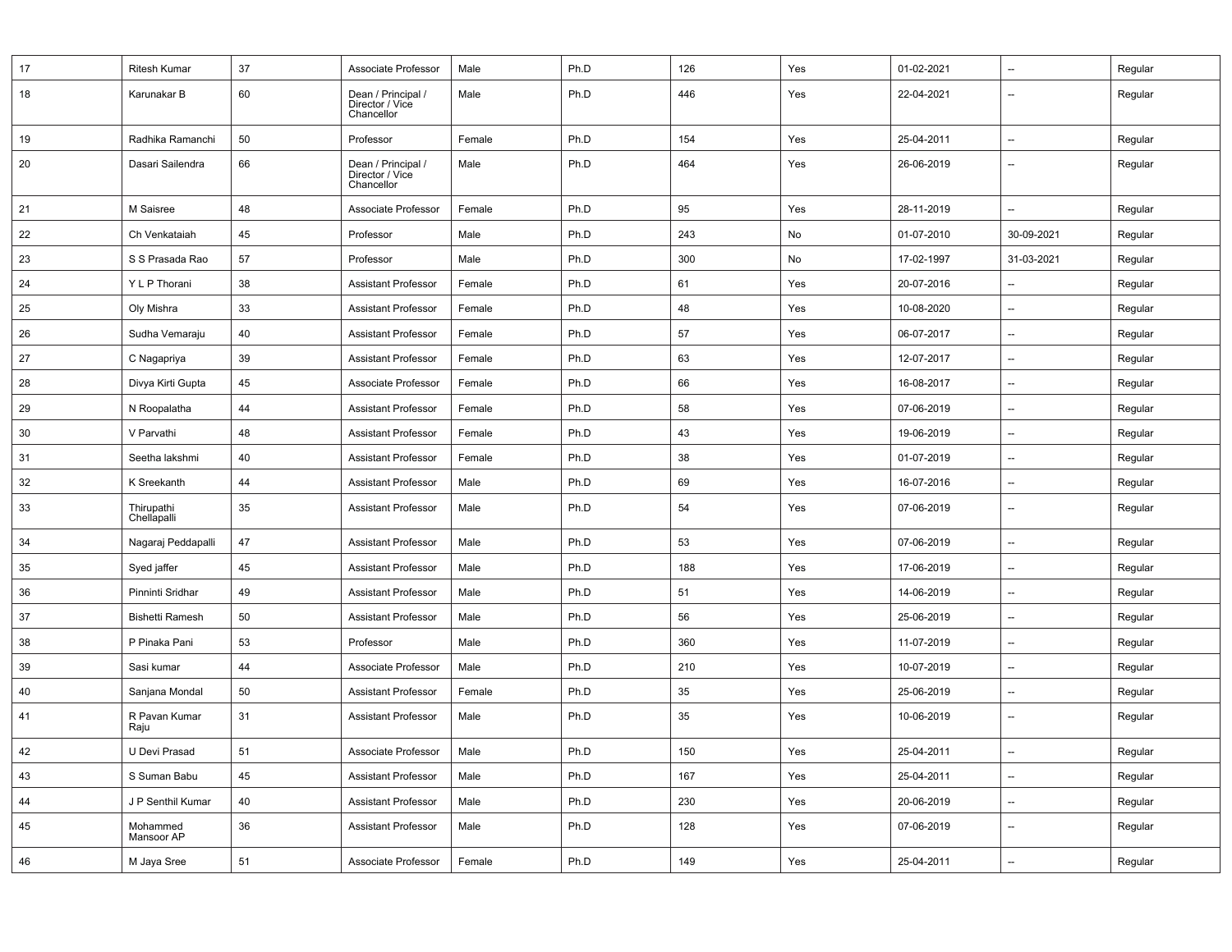| | | | | | | | | | | |
|---|---|---|---|---|---|---|---|---|---|---|
| 17 | Ritesh Kumar | 37 | Associate Professor | Male | Ph.D | 126 | Yes | 01-02-2021 | -- | Regular |
| 18 | Karunakar B | 60 | Dean / Principal / Director / Vice Chancellor | Male | Ph.D | 446 | Yes | 22-04-2021 | -- | Regular |
| 19 | Radhika Ramanchi | 50 | Professor | Female | Ph.D | 154 | Yes | 25-04-2011 | -- | Regular |
| 20 | Dasari Sailendra | 66 | Dean / Principal / Director / Vice Chancellor | Male | Ph.D | 464 | Yes | 26-06-2019 | -- | Regular |
| 21 | M Saisree | 48 | Associate Professor | Female | Ph.D | 95 | Yes | 28-11-2019 | -- | Regular |
| 22 | Ch Venkataiah | 45 | Professor | Male | Ph.D | 243 | No | 01-07-2010 | 30-09-2021 | Regular |
| 23 | S S Prasada Rao | 57 | Professor | Male | Ph.D | 300 | No | 17-02-1997 | 31-03-2021 | Regular |
| 24 | Y L P Thorani | 38 | Assistant Professor | Female | Ph.D | 61 | Yes | 20-07-2016 | -- | Regular |
| 25 | Oly Mishra | 33 | Assistant Professor | Female | Ph.D | 48 | Yes | 10-08-2020 | -- | Regular |
| 26 | Sudha Vemaraju | 40 | Assistant Professor | Female | Ph.D | 57 | Yes | 06-07-2017 | -- | Regular |
| 27 | C Nagapriya | 39 | Assistant Professor | Female | Ph.D | 63 | Yes | 12-07-2017 | -- | Regular |
| 28 | Divya Kirti Gupta | 45 | Associate Professor | Female | Ph.D | 66 | Yes | 16-08-2017 | -- | Regular |
| 29 | N Roopalatha | 44 | Assistant Professor | Female | Ph.D | 58 | Yes | 07-06-2019 | -- | Regular |
| 30 | V Parvathi | 48 | Assistant Professor | Female | Ph.D | 43 | Yes | 19-06-2019 | -- | Regular |
| 31 | Seetha lakshmi | 40 | Assistant Professor | Female | Ph.D | 38 | Yes | 01-07-2019 | -- | Regular |
| 32 | K Sreekanth | 44 | Assistant Professor | Male | Ph.D | 69 | Yes | 16-07-2016 | -- | Regular |
| 33 | Thirupathi Chellapalli | 35 | Assistant Professor | Male | Ph.D | 54 | Yes | 07-06-2019 | -- | Regular |
| 34 | Nagaraj Peddapalli | 47 | Assistant Professor | Male | Ph.D | 53 | Yes | 07-06-2019 | -- | Regular |
| 35 | Syed jaffer | 45 | Assistant Professor | Male | Ph.D | 188 | Yes | 17-06-2019 | -- | Regular |
| 36 | Pinninti Sridhar | 49 | Assistant Professor | Male | Ph.D | 51 | Yes | 14-06-2019 | -- | Regular |
| 37 | Bishetti Ramesh | 50 | Assistant Professor | Male | Ph.D | 56 | Yes | 25-06-2019 | -- | Regular |
| 38 | P Pinaka Pani | 53 | Professor | Male | Ph.D | 360 | Yes | 11-07-2019 | -- | Regular |
| 39 | Sasi kumar | 44 | Associate Professor | Male | Ph.D | 210 | Yes | 10-07-2019 | -- | Regular |
| 40 | Sanjana Mondal | 50 | Assistant Professor | Female | Ph.D | 35 | Yes | 25-06-2019 | -- | Regular |
| 41 | R Pavan Kumar Raju | 31 | Assistant Professor | Male | Ph.D | 35 | Yes | 10-06-2019 | -- | Regular |
| 42 | U Devi Prasad | 51 | Associate Professor | Male | Ph.D | 150 | Yes | 25-04-2011 | -- | Regular |
| 43 | S Suman Babu | 45 | Assistant Professor | Male | Ph.D | 167 | Yes | 25-04-2011 | -- | Regular |
| 44 | J P Senthil Kumar | 40 | Assistant Professor | Male | Ph.D | 230 | Yes | 20-06-2019 | -- | Regular |
| 45 | Mohammed Mansoor AP | 36 | Assistant Professor | Male | Ph.D | 128 | Yes | 07-06-2019 | -- | Regular |
| 46 | M Jaya Sree | 51 | Associate Professor | Female | Ph.D | 149 | Yes | 25-04-2011 | -- | Regular |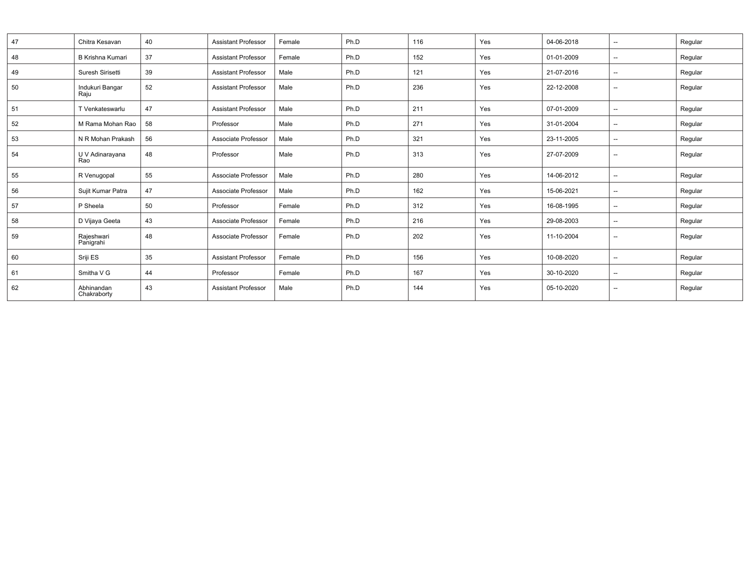| | | | | | | | | | | |
|---|---|---|---|---|---|---|---|---|---|---|
| 47 | Chitra Kesavan | 40 | Assistant Professor | Female | Ph.D | 116 | Yes | 04-06-2018 | -- | Regular |
| 48 | B Krishna Kumari | 37 | Assistant Professor | Female | Ph.D | 152 | Yes | 01-01-2009 | -- | Regular |
| 49 | Suresh Sirisetti | 39 | Assistant Professor | Male | Ph.D | 121 | Yes | 21-07-2016 | -- | Regular |
| 50 | Indukuri Bangar Raju | 52 | Assistant Professor | Male | Ph.D | 236 | Yes | 22-12-2008 | -- | Regular |
| 51 | T Venkateswarlu | 47 | Assistant Professor | Male | Ph.D | 211 | Yes | 07-01-2009 | -- | Regular |
| 52 | M Rama Mohan Rao | 58 | Professor | Male | Ph.D | 271 | Yes | 31-01-2004 | -- | Regular |
| 53 | N R Mohan Prakash | 56 | Associate Professor | Male | Ph.D | 321 | Yes | 23-11-2005 | -- | Regular |
| 54 | U V Adinarayana Rao | 48 | Professor | Male | Ph.D | 313 | Yes | 27-07-2009 | -- | Regular |
| 55 | R Venugopal | 55 | Associate Professor | Male | Ph.D | 280 | Yes | 14-06-2012 | -- | Regular |
| 56 | Sujit Kumar Patra | 47 | Associate Professor | Male | Ph.D | 162 | Yes | 15-06-2021 | -- | Regular |
| 57 | P Sheela | 50 | Professor | Female | Ph.D | 312 | Yes | 16-08-1995 | -- | Regular |
| 58 | D Vijaya Geeta | 43 | Associate Professor | Female | Ph.D | 216 | Yes | 29-08-2003 | -- | Regular |
| 59 | Rajeshwari Panigrahi | 48 | Associate Professor | Female | Ph.D | 202 | Yes | 11-10-2004 | -- | Regular |
| 60 | Sriji ES | 35 | Assistant Professor | Female | Ph.D | 156 | Yes | 10-08-2020 | -- | Regular |
| 61 | Smitha V G | 44 | Professor | Female | Ph.D | 167 | Yes | 30-10-2020 | -- | Regular |
| 62 | Abhinandan Chakraborty | 43 | Assistant Professor | Male | Ph.D | 144 | Yes | 05-10-2020 | -- | Regular |